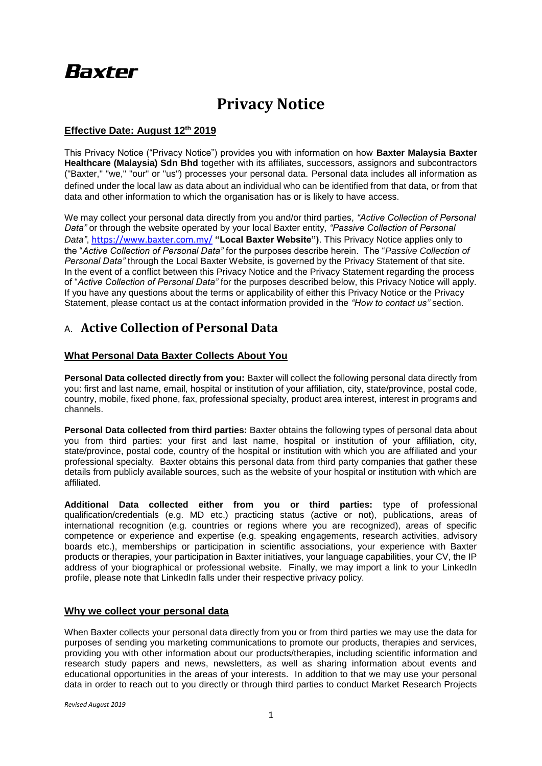Baxter

# Privacy Notice

**Effective Date: August 12th 2019**

This Privacy Notice ("Privacy Notice") provides you with information on how **Baxter Malaysia Baxter Healthcare (Malaysia) Sdn Bhd** together with its affiliates, successors, assignors and subcontractors ("Baxter," "we," "our" or "us") processes your personal data. Personal data includes all information as defined under the local law as data about an individual who can be identified from that data, or from that data and other information to which the organisation has or is likely to have access.

We may collect your personal data directly from you and/or third parties, *"Active Collection of Personal Data"* or through the website operated by your local Baxter entity, *"Passive Collection of Personal Data"*, https://www.baxter.com.my/ **"Local Baxter Website")**. This Privacy Notice applies only to the "*Active Collection of Personal Data"* for the purposes describe herein. The "*Passive Collection of Personal Data"* through the Local Baxter Website*,* is governed by the Privacy Statement of that site. In the event of a conflict between this Privacy Notice and the Privacy Statement regarding the process of "*Active Collection of Personal Data"* for the purposes described below, this Privacy Notice will apply. If you have any questions about the terms or applicability of either this Privacy Notice or the Privacy Statement, please contact us at the contact information provided in the *"How to contact us"* section.

## A. Active Collection of Personal Data

### What Personal Data Baxter Collects About You

**Personal Data collected directly from you:** Baxter will collect the following personal data directly from you: first and last name, email, hospital or institution of your affiliation, city, state/province, postal code, country, mobile, fixed phone, fax, professional specialty, product area interest, interest in programs and channels.

**Personal Data collected from third parties:** Baxter obtains the following types of personal data about you from third parties: your first and last name, hospital or institution of your affiliation, city, state/province, postal code, country of the hospital or institution with which you are affiliated and your professional specialty. Baxter obtains this personal data from third party companies that gather these details from publicly available sources, such as the website of your hospital or institution with which are affiliated.

**Additional Data collected either from you or third parties:** type of professional qualification/credentials (e.g. MD etc.) practicing status (active or not), publications, areas of international recognition (e.g. countries or regions where you are recognized), areas of specific competence or experience and expertise (e.g. speaking engagements, research activities, advisory boards etc.), memberships or participation in scientific associations, your experience with Baxter products or therapies, your participation in Baxter initiatives, your language capabilities, your CV, the IP address of your biographical or professional website. Finally, we may import a link to your LinkedIn profile, please note that LinkedIn falls under their respective privacy policy.

### Why we collect your personal data

When Baxter collects your personal data directly from you or from third parties we may use the data for purposes of sending you marketing communications to promote our products, therapies and services, providing you with other information about our products/therapies, including scientific information and research study papers and news, newsletters, as well as sharing information about events and educational opportunities in the areas of your interests. In addition to that we may use your personal data in order to reach out to you directly or through third parties to conduct Market Research Projects

*Revised August 2019*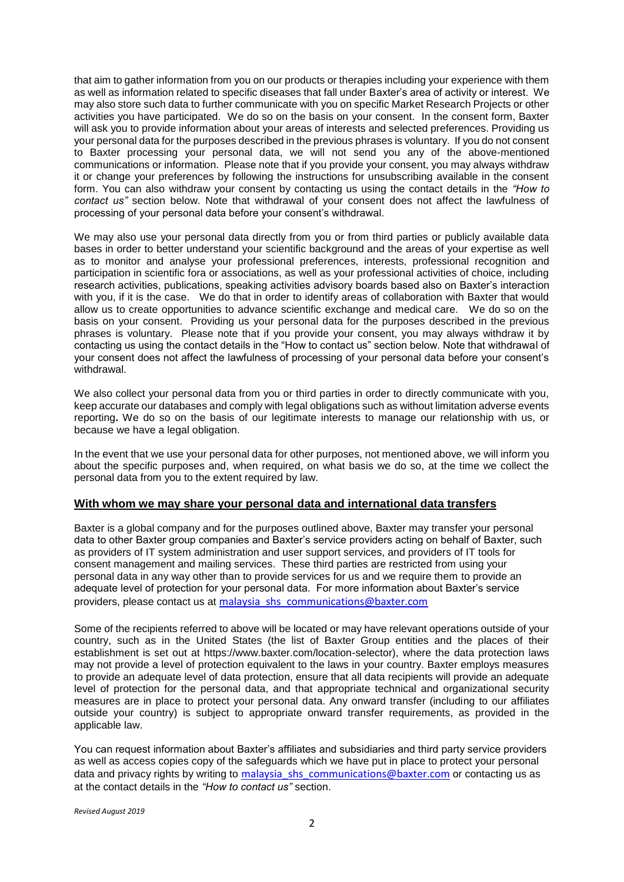that aim to gather information from you on our products or therapies including your experience with them as well as information related to specific diseases that fall under Baxter's area of activity or interest. We may also store such data to further communicate with you on specific Market Research Projects or other activities you have participated. We do so on the basis on your consent. In the consent form, Baxter will ask you to provide information about your areas of interests and selected preferences. Providing us your personal data for the purposes described in the previous phrases is voluntary. If you do not consent to Baxter processing your personal data, we will not send you any of the above-mentioned communications or information. Please note that if you provide your consent, you may always withdraw it or change your preferences by following the instructions for unsubscribing available in the consent form. You can also withdraw your consent by contacting us using the contact details in the *"How to contact us"* section below. Note that withdrawal of your consent does not affect the lawfulness of processing of your personal data before your consent's withdrawal.

We may also use your personal data directly from you or from third parties or publicly available data bases in order to better understand your scientific background and the areas of your expertise as well as to monitor and analyse your professional preferences, interests, professional recognition and participation in scientific fora or associations, as well as your professional activities of choice, including research activities, publications, speaking activities advisory boards based also on Baxter's interaction with you, if it is the case. We do that in order to identify areas of collaboration with Baxter that would allow us to create opportunities to advance scientific exchange and medical care. We do so on the basis on your consent. Providing us your personal data for the purposes described in the previous phrases is voluntary. Please note that if you provide your consent, you may always withdraw it by contacting us using the contact details in the "How to contact us" section below. Note that withdrawal of your consent does not affect the lawfulness of processing of your personal data before your consent's withdrawal.

We also collect your personal data from you or third parties in order to directly communicate with you, keep accurate our databases and comply with legal obligations such as without limitation adverse events reporting**.** We do so on the basis of our legitimate interests to manage our relationship with us, or because we have a legal obligation.

In the event that we use your personal data for other purposes, not mentioned above, we will inform you about the specific purposes and, when required, on what basis we do so, at the time we collect the personal data from you to the extent required by law.

## With whom we may share your personal data and international data transfers

Baxter is a global company and for the purposes outlined above, Baxter may transfer your personal data to other Baxter group companies and Baxter's service providers acting on behalf of Baxter, such as providers of IT system administration and user support services, and providers of IT tools for consent management and mailing services. These third parties are restricted from using your personal data in any way other than to provide services for us and we require them to provide an adequate level of protection for your personal data. For more information about Baxter's service providers, please contact us at malaysia_shs_communications@baxter.com

Some of the recipients referred to above will be located or may have relevant operations outside of your country, such as in the United States (the list of Baxter Group entities and the places of their establishment is set out at https://www.baxter.com/location-selector), where the data protection laws may not provide a level of protection equivalent to the laws in your country. Baxter employs measures to provide an adequate level of data protection, ensure that all data recipients will provide an adequate level of protection for the personal data, and that appropriate technical and organizational security measures are in place to protect your personal data. Any onward transfer (including to our affiliates outside your country) is subject to appropriate onward transfer requirements, as provided in the applicable law.

You can request information about Baxter's affiliates and subsidiaries and third party service providers as well as access copies copy of the safeguards which we have put in place to protect your personal data and privacy rights by writing to malaysia_shs_communications@baxter.com or contacting us as at the contact details in the *"How to contact us"* section.

*Revised August 2019*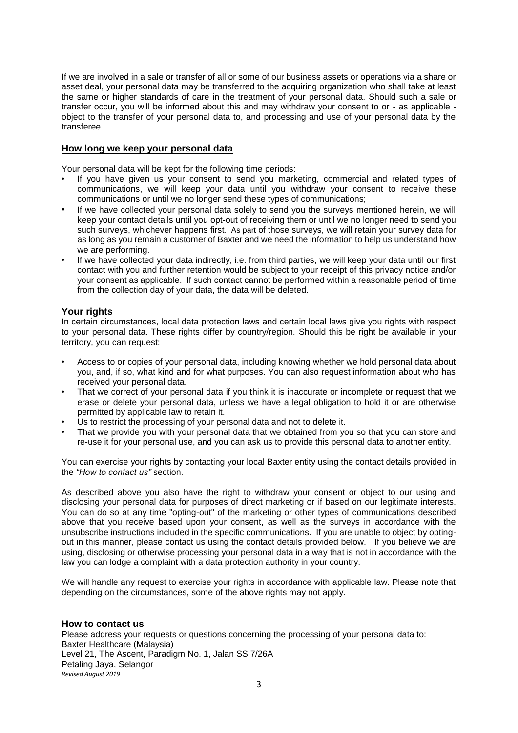If we are involved in a sale or transfer of all or some of our business assets or operations via a share or asset deal, your personal data may be transferred to the acquiring organization who shall take at least the same or higher standards of care in the treatment of your personal data. Should such a sale or transfer occur, you will be informed about this and may withdraw your consent to or - as applicable - object to the transfer of your personal data to, and processing and use of your personal data by the transferee.

## How long we keep your personal data

Your personal data will be kept for the following time periods:

- If you have given us your consent to send you marketing, commercial and related types of communications, we will keep your data until you withdraw your consent to receive these communications or until we no longer send these types of communications;
- If we have collected your personal data solely to send you the surveys mentioned herein, we will keep your contact details until you opt-out of receiving them or until we no longer need to send you such surveys, whichever happens first. As part of those surveys, we will retain your survey data for as long as you remain a customer of Baxter and we need the information to help us understand how we are performing.
- If we have collected your data indirectly, i.e. from third parties, we will keep your data until our first contact with you and further retention would be subject to your receipt of this privacy notice and/or your consent as applicable. If such contact cannot be performed within a reasonable period of time from the collection day of your data, the data will be deleted.

## Your rights

In certain circumstances, local data protection laws and certain local laws give you rights with respect to your personal data. These rights differ by country/region. Should this be right be available in your territory, you can request:

- Access to or copies of your personal data, including knowing whether we hold personal data about you, and, if so, what kind and for what purposes. You can also request information about who has received your personal data.
- That we correct of your personal data if you think it is inaccurate or incomplete or request that we erase or delete your personal data, unless we have a legal obligation to hold it or are otherwise permitted by applicable law to retain it.
- Us to restrict the processing of your personal data and not to delete it.
- That we provide you with your personal data that we obtained from you so that you can store and re-use it for your personal use, and you can ask us to provide this personal data to another entity.

You can exercise your rights by contacting your local Baxter entity using the contact details provided in the *"How to contact us"* section.

As described above you also have the right to withdraw your consent or object to our using and disclosing your personal data for purposes of direct marketing or if based on our legitimate interests. You can do so at any time "opting-out" of the marketing or other types of communications described above that you receive based upon your consent, as well as the surveys in accordance with the unsubscribe instructions included in the specific communications. If you are unable to object by opting-out in this manner, please contact us using the contact details provided below. If you believe we are using, disclosing or otherwise processing your personal data in a way that is not in accordance with the law you can lodge a complaint with a data protection authority in your country.

We will handle any request to exercise your rights in accordance with applicable law. Please note that depending on the circumstances, some of the above rights may not apply.

## How to contact us

Please address your requests or questions concerning the processing of your personal data to:
Baxter Healthcare (Malaysia)
Level 21, The Ascent, Paradigm No. 1, Jalan SS 7/26A
Petaling Jaya, Selangor

*Revised August 2019*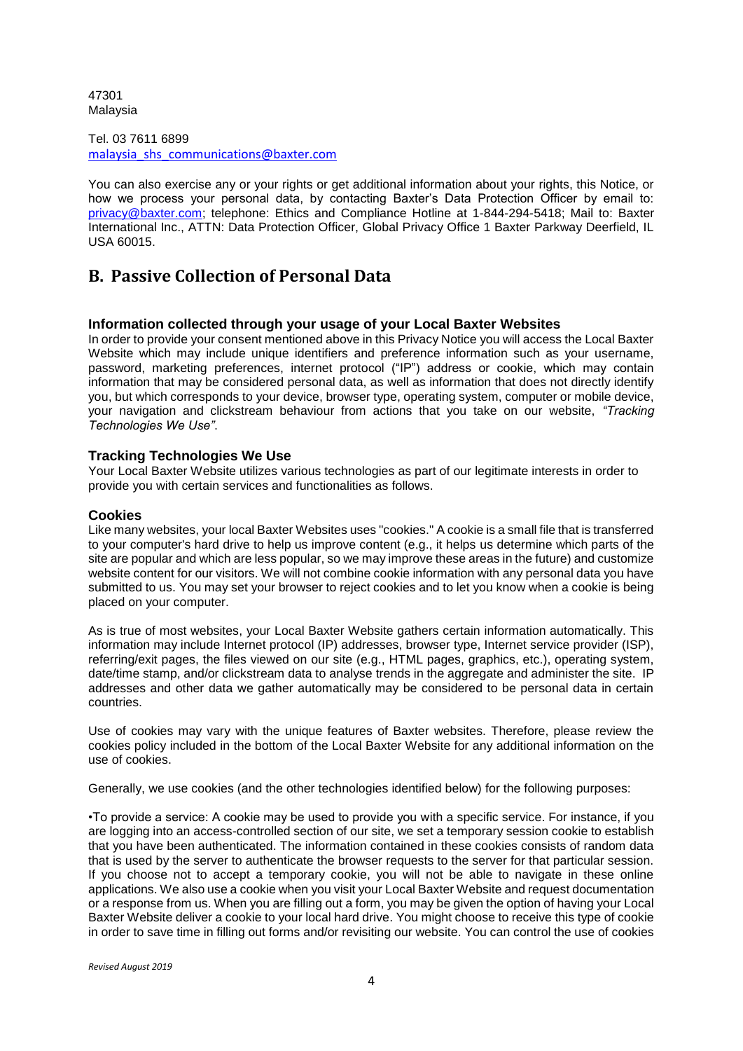47301
Malaysia

Tel. 03 7611 6899
malaysia_shs_communications@baxter.com

You can also exercise any or your rights or get additional information about your rights, this Notice, or how we process your personal data, by contacting Baxter's Data Protection Officer by email to: privacy@baxter.com; telephone: Ethics and Compliance Hotline at 1-844-294-5418; Mail to: Baxter International Inc., ATTN: Data Protection Officer, Global Privacy Office 1 Baxter Parkway Deerfield, IL USA 60015.

## B. Passive Collection of Personal Data

### Information collected through your usage of your Local Baxter Websites

In order to provide your consent mentioned above in this Privacy Notice you will access the Local Baxter Website which may include unique identifiers and preference information such as your username, password, marketing preferences, internet protocol ("IP") address or cookie, which may contain information that may be considered personal data, as well as information that does not directly identify you, but which corresponds to your device, browser type, operating system, computer or mobile device, your navigation and clickstream behaviour from actions that you take on our website, *"Tracking Technologies We Use".*

### Tracking Technologies We Use

Your Local Baxter Website utilizes various technologies as part of our legitimate interests in order to provide you with certain services and functionalities as follows.

### Cookies

Like many websites, your local Baxter Websites uses "cookies." A cookie is a small file that is transferred to your computer's hard drive to help us improve content (e.g., it helps us determine which parts of the site are popular and which are less popular, so we may improve these areas in the future) and customize website content for our visitors. We will not combine cookie information with any personal data you have submitted to us. You may set your browser to reject cookies and to let you know when a cookie is being placed on your computer.

As is true of most websites, your Local Baxter Website gathers certain information automatically. This information may include Internet protocol (IP) addresses, browser type, Internet service provider (ISP), referring/exit pages, the files viewed on our site (e.g., HTML pages, graphics, etc.), operating system, date/time stamp, and/or clickstream data to analyse trends in the aggregate and administer the site. IP addresses and other data we gather automatically may be considered to be personal data in certain countries.

Use of cookies may vary with the unique features of Baxter websites. Therefore, please review the cookies policy included in the bottom of the Local Baxter Website for any additional information on the use of cookies.

Generally, we use cookies (and the other technologies identified below) for the following purposes:

•To provide a service: A cookie may be used to provide you with a specific service. For instance, if you are logging into an access-controlled section of our site, we set a temporary session cookie to establish that you have been authenticated. The information contained in these cookies consists of random data that is used by the server to authenticate the browser requests to the server for that particular session. If you choose not to accept a temporary cookie, you will not be able to navigate in these online applications. We also use a cookie when you visit your Local Baxter Website and request documentation or a response from us. When you are filling out a form, you may be given the option of having your Local Baxter Website deliver a cookie to your local hard drive. You might choose to receive this type of cookie in order to save time in filling out forms and/or revisiting our website. You can control the use of cookies

*Revised August 2019*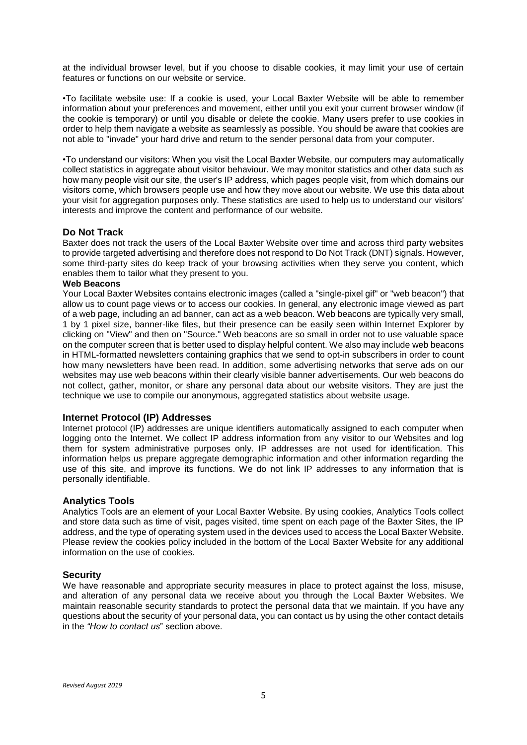at the individual browser level, but if you choose to disable cookies, it may limit your use of certain features or functions on our website or service.

•To facilitate website use: If a cookie is used, your Local Baxter Website will be able to remember information about your preferences and movement, either until you exit your current browser window (if the cookie is temporary) or until you disable or delete the cookie. Many users prefer to use cookies in order to help them navigate a website as seamlessly as possible. You should be aware that cookies are not able to "invade" your hard drive and return to the sender personal data from your computer.

•To understand our visitors: When you visit the Local Baxter Website, our computers may automatically collect statistics in aggregate about visitor behaviour. We may monitor statistics and other data such as how many people visit our site, the user's IP address, which pages people visit, from which domains our visitors come, which browsers people use and how they move about our website. We use this data about your visit for aggregation purposes only. These statistics are used to help us to understand our visitors' interests and improve the content and performance of our website.

## Do Not Track

Baxter does not track the users of the Local Baxter Website over time and across third party websites to provide targeted advertising and therefore does not respond to Do Not Track (DNT) signals. However, some third-party sites do keep track of your browsing activities when they serve you content, which enables them to tailor what they present to you.

**Web Beacons**

Your Local Baxter Websites contains electronic images (called a "single-pixel gif" or "web beacon") that allow us to count page views or to access our cookies. In general, any electronic image viewed as part of a web page, including an ad banner, can act as a web beacon. Web beacons are typically very small, 1 by 1 pixel size, banner-like files, but their presence can be easily seen within Internet Explorer by clicking on "View" and then on "Source." Web beacons are so small in order not to use valuable space on the computer screen that is better used to display helpful content. We also may include web beacons in HTML-formatted newsletters containing graphics that we send to opt-in subscribers in order to count how many newsletters have been read. In addition, some advertising networks that serve ads on our websites may use web beacons within their clearly visible banner advertisements. Our web beacons do not collect, gather, monitor, or share any personal data about our website visitors. They are just the technique we use to compile our anonymous, aggregated statistics about website usage.

## Internet Protocol (IP) Addresses

Internet protocol (IP) addresses are unique identifiers automatically assigned to each computer when logging onto the Internet. We collect IP address information from any visitor to our Websites and log them for system administrative purposes only. IP addresses are not used for identification. This information helps us prepare aggregate demographic information and other information regarding the use of this site, and improve its functions. We do not link IP addresses to any information that is personally identifiable.

## Analytics Tools

Analytics Tools are an element of your Local Baxter Website. By using cookies, Analytics Tools collect and store data such as time of visit, pages visited, time spent on each page of the Baxter Sites, the IP address, and the type of operating system used in the devices used to access the Local Baxter Website. Please review the cookies policy included in the bottom of the Local Baxter Website for any additional information on the use of cookies.

## Security

We have reasonable and appropriate security measures in place to protect against the loss, misuse, and alteration of any personal data we receive about you through the Local Baxter Websites. We maintain reasonable security standards to protect the personal data that we maintain. If you have any questions about the security of your personal data, you can contact us by using the other contact details in the *"How to contact us*" section above.

*Revised August 2019*